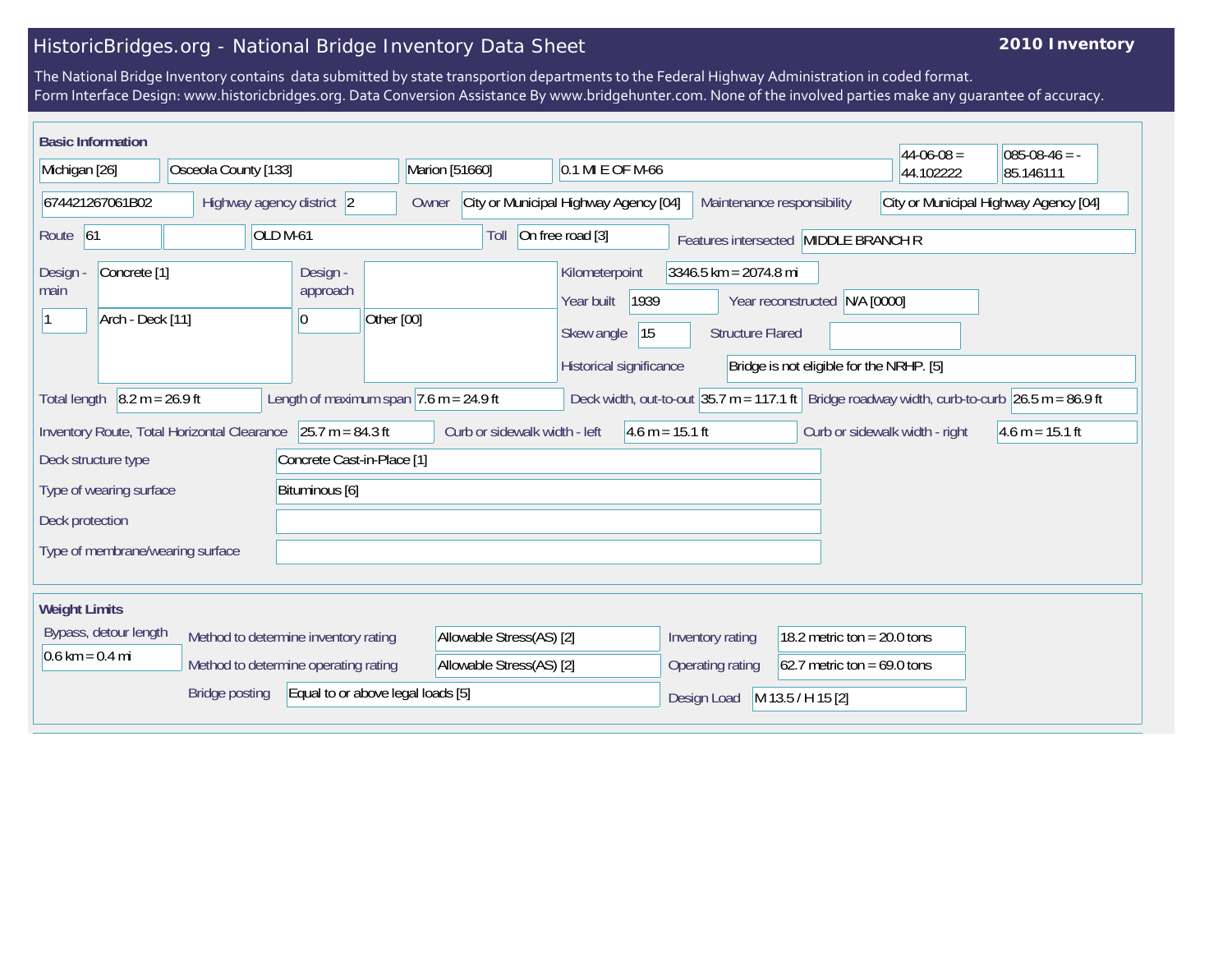# HistoricBridges.org - National Bridge Inventory Data Sheet

**2010 Inventory**

The National Bridge Inventory contains data submitted by state transportion departments to the Federal Highway Administration in coded format.
Form Interface Design: www.historicbridges.org. Data Conversion Assistance By www.bridgehunter.com. None of the involved parties make any guarantee of accuracy.

## Basic Information

| | |
|---|---|
| State | Michigan [26] |
| County | Osceola County [133] |
| Place | Marion [51660] |
| Location | 0.1 MI E OF M-66 |
| Latitude | 44-06-08 = 44.102222 |
| Longitude | 085-08-46 = -85.146111 |
| Structure Number | 674421267061B02 |
| Highway agency district | 2 |
| Owner | City or Municipal Highway Agency [04] |
| Maintenance responsibility | City or Municipal Highway Agency [04] |
| Route | 61 |
| Facility carried | OLD M-61 |
| Toll | On free road [3] |
| Features intersected | MIDDLE BRANCH R |
| Design - main | Concrete [1] |
| Number of main spans | 1 |
| Main span type | Arch - Deck [11] |
| Design - approach | |
| Number of approach spans | 0 |
| Approach span type | Other [00] |
| Kilometerpoint | 3346.5 km = 2074.8 mi |
| Year built | 1939 |
| Year reconstructed | N/A [0000] |
| Skew angle | 15 |
| Structure Flared | |
| Historical significance | Bridge is not eligible for the NRHP. [5] |
| Total length | 8.2 m = 26.9 ft |
| Length of maximum span | 7.6 m = 24.9 ft |
| Deck width, out-to-out | 35.7 m = 117.1 ft |
| Bridge roadway width, curb-to-curb | 26.5 m = 86.9 ft |
| Inventory Route, Total Horizontal Clearance | 25.7 m = 84.3 ft |
| Curb or sidewalk width - left | 4.6 m = 15.1 ft |
| Curb or sidewalk width - right | 4.6 m = 15.1 ft |
| Deck structure type | Concrete Cast-in-Place [1] |
| Type of wearing surface | Bituminous [6] |
| Deck protection | |
| Type of membrane/wearing surface | |

## Weight Limits

| | |
|---|---|
| Bypass, detour length | 0.6 km = 0.4 mi |
| Method to determine inventory rating | Allowable Stress(AS) [2] |
| Method to determine operating rating | Allowable Stress(AS) [2] |
| Bridge posting | Equal to or above legal loads [5] |
| Inventory rating | 18.2 metric ton = 20.0 tons |
| Operating rating | 62.7 metric ton = 69.0 tons |
| Design Load | M 13.5 / H 15 [2] |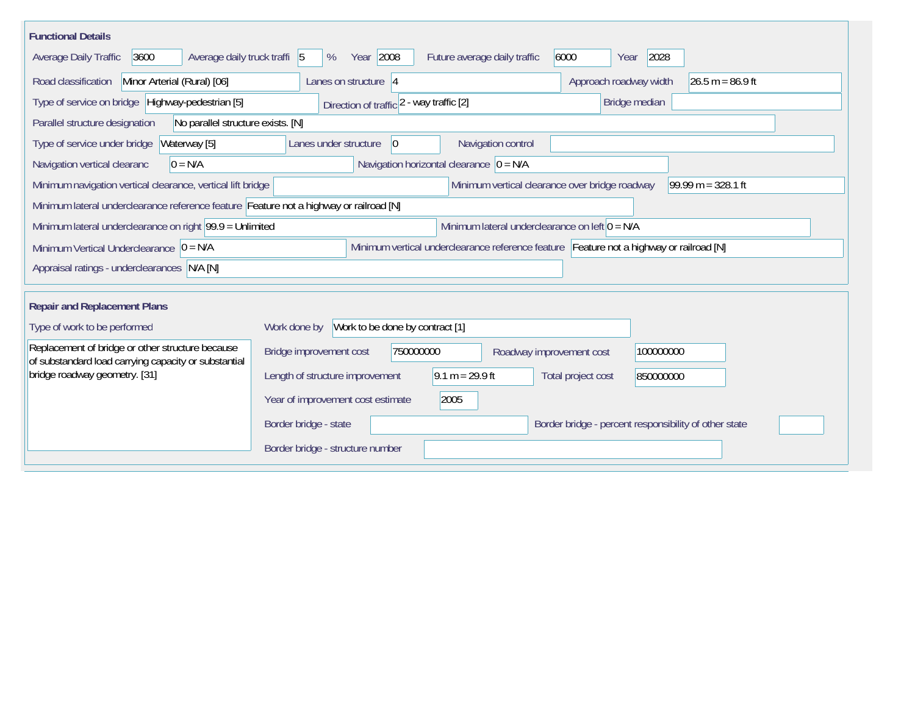## Functional Details

| Field | Value |
| --- | --- |
| Average Daily Traffic | 3600 |
| Average daily truck traffi | 5 % |
| Year | 2008 |
| Future average daily traffic | 6000 |
| Year | 2028 |
| Road classification | Minor Arterial (Rural) [06] |
| Lanes on structure | 4 |
| Approach roadway width | 26.5 m = 86.9 ft |
| Type of service on bridge | Highway-pedestrian [5] |
| Direction of traffic | 2 - way traffic [2] |
| Bridge median | |
| Parallel structure designation | No parallel structure exists. [N] |
| Type of service under bridge | Waterway [5] |
| Lanes under structure | 0 |
| Navigation control | |
| Navigation vertical clearanc | 0 = N/A |
| Navigation horizontal clearance | 0 = N/A |
| Minimum navigation vertical clearance, vertical lift bridge | |
| Minimum vertical clearance over bridge roadway | 99.99 m = 328.1 ft |
| Minimum lateral underclearance reference feature | Feature not a highway or railroad [N] |
| Minimum lateral underclearance on right | 99.9 = Unlimited |
| Minimum lateral underclearance on left | 0 = N/A |
| Minimum Vertical Underclearance | 0 = N/A |
| Minimum vertical underclearance reference feature | Feature not a highway or railroad [N] |
| Appraisal ratings - underclearances | N/A [N] |

## Repair and Replacement Plans

**Type of work to be performed**

Replacement of bridge or other structure because of substandard load carrying capacity or substantial bridge roadway geometry. [31]

| Field | Value |
| --- | --- |
| Work done by | Work to be done by contract [1] |
| Bridge improvement cost | 750000000 |
| Roadway improvement cost | 100000000 |
| Length of structure improvement | 9.1 m = 29.9 ft |
| Total project cost | 850000000 |
| Year of improvement cost estimate | 2005 |
| Border bridge - state | |
| Border bridge - percent responsibility of other state | |
| Border bridge - structure number | |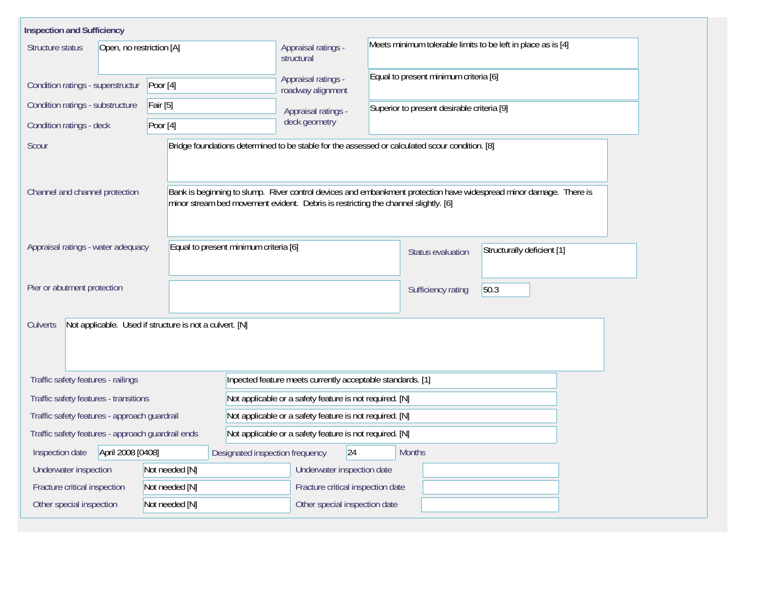## Inspection and Sufficiency

| Field | Value |
|---|---|
| Structure status | Open, no restriction [A] |
| Appraisal ratings - structural | Meets minimum tolerable limits to be left in place as is [4] |
| Condition ratings - superstructur | Poor [4] |
| Appraisal ratings - roadway alignment | Equal to present minimum criteria [6] |
| Condition ratings - substructure | Fair [5] |
| Appraisal ratings - deck geometry | Superior to present desirable criteria [9] |
| Condition ratings - deck | Poor [4] |
| Scour | Bridge foundations determined to be stable for the assessed or calculated scour condition. [8] |
| Channel and channel protection | Bank is beginning to slump. River control devices and embankment protection have widespread minor damage. There is minor stream bed movement evident. Debris is restricting the channel slightly. [6] |
| Appraisal ratings - water adequacy | Equal to present minimum criteria [6] |
| Status evaluation | Structurally deficient [1] |
| Pier or abutment protection | |
| Sufficiency rating | 50.3 |
| Culverts | Not applicable. Used if structure is not a culvert. [N] |
| Traffic safety features - railings | Inpected feature meets currently acceptable standards. [1] |
| Traffic safety features - transitions | Not applicable or a safety feature is not required. [N] |
| Traffic safety features - approach guardrail | Not applicable or a safety feature is not required. [N] |
| Traffic safety features - approach guardrail ends | Not applicable or a safety feature is not required. [N] |
| Inspection date | April 2008 [0408] |
| Designated inspection frequency | 24 Months |
| Underwater inspection | Not needed [N] |
| Underwater inspection date | |
| Fracture critical inspection | Not needed [N] |
| Fracture critical inspection date | |
| Other special inspection | Not needed [N] |
| Other special inspection date | |